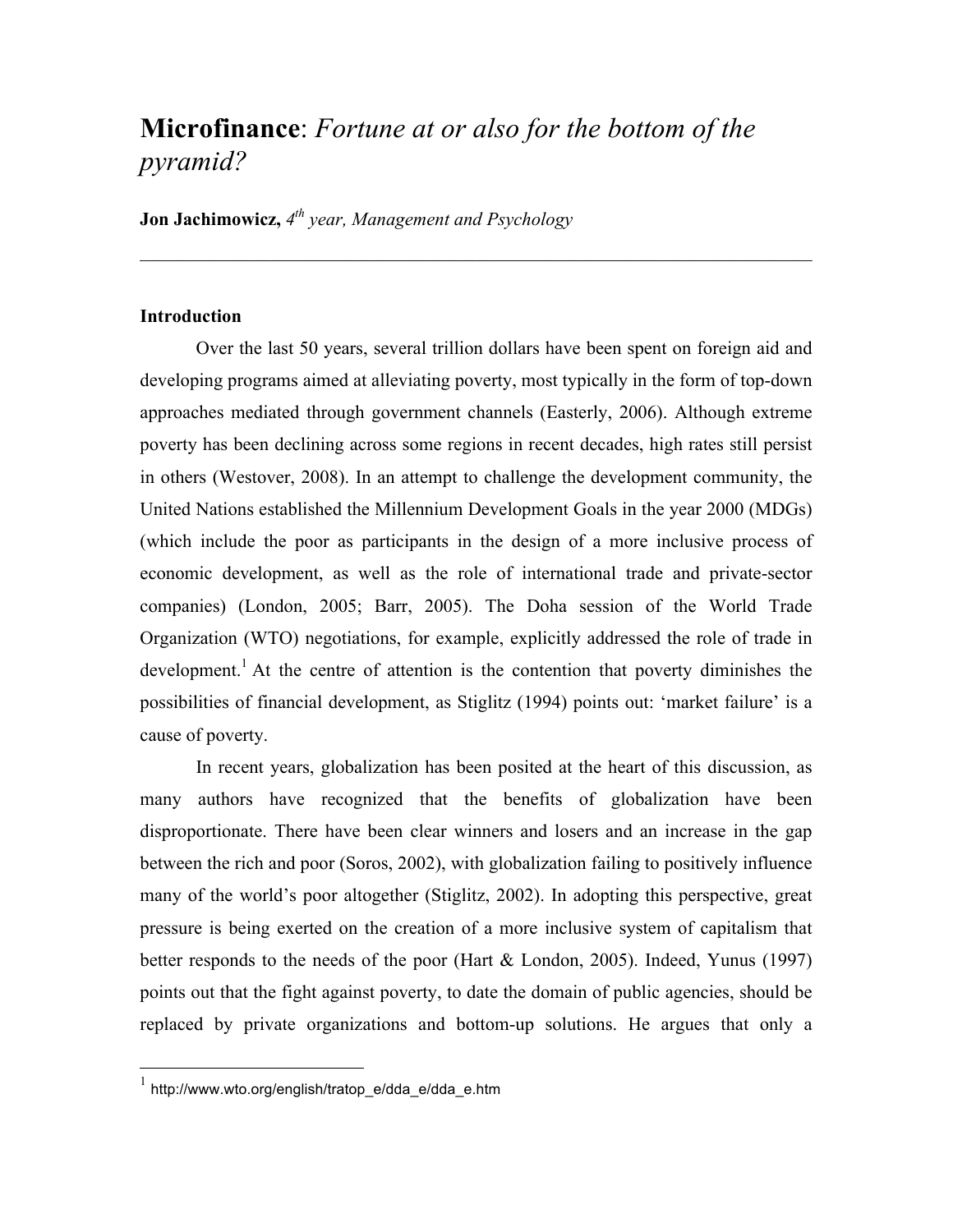# **Microfinance**: *Fortune at or also for the bottom of the pyramid?*

**Jon Jachimowicz,** *4th year, Management and Psychology*

---

### Introduction

Over the last 50 years, several trillion dollars have been spent on foreign aid and developing programs aimed at alleviating poverty, most typically in the form of top-down approaches mediated through government channels (Easterly, 2006). Although extreme poverty has been declining across some regions in recent decades, high rates still persist in others (Westover, 2008). In an attempt to challenge the development community, the United Nations established the Millennium Development Goals in the year 2000 (MDGs) (which include the poor as participants in the design of a more inclusive process of economic development, as well as the role of international trade and private-sector companies) (London, 2005; Barr, 2005). The Doha session of the World Trade Organization (WTO) negotiations, for example, explicitly addressed the role of trade in development.[1] At the centre of attention is the contention that poverty diminishes the possibilities of financial development, as Stiglitz (1994) points out: 'market failure' is a cause of poverty.

In recent years, globalization has been posited at the heart of this discussion, as many authors have recognized that the benefits of globalization have been disproportionate. There have been clear winners and losers and an increase in the gap between the rich and poor (Soros, 2002), with globalization failing to positively influence many of the world's poor altogether (Stiglitz, 2002). In adopting this perspective, great pressure is being exerted on the creation of a more inclusive system of capitalism that better responds to the needs of the poor (Hart & London, 2005). Indeed, Yunus (1997) points out that the fight against poverty, to date the domain of public agencies, should be replaced by private organizations and bottom-up solutions. He argues that only a

---

[1] http://www.wto.org/english/tratop_e/dda_e/dda_e.htm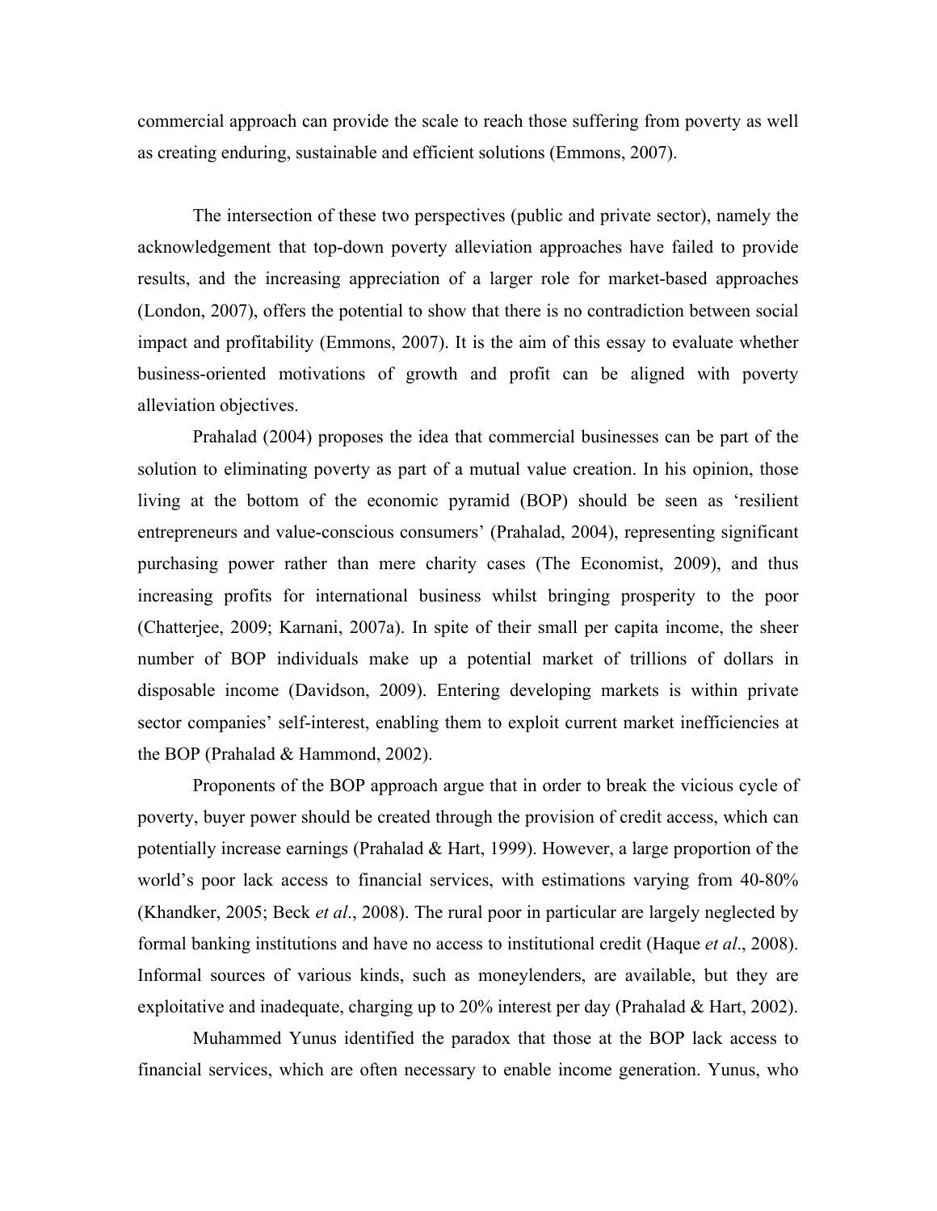commercial approach can provide the scale to reach those suffering from poverty as well as creating enduring, sustainable and efficient solutions (Emmons, 2007).

The intersection of these two perspectives (public and private sector), namely the acknowledgement that top-down poverty alleviation approaches have failed to provide results, and the increasing appreciation of a larger role for market-based approaches (London, 2007), offers the potential to show that there is no contradiction between social impact and profitability (Emmons, 2007). It is the aim of this essay to evaluate whether business-oriented motivations of growth and profit can be aligned with poverty alleviation objectives.

Prahalad (2004) proposes the idea that commercial businesses can be part of the solution to eliminating poverty as part of a mutual value creation. In his opinion, those living at the bottom of the economic pyramid (BOP) should be seen as 'resilient entrepreneurs and value-conscious consumers' (Prahalad, 2004), representing significant purchasing power rather than mere charity cases (The Economist, 2009), and thus increasing profits for international business whilst bringing prosperity to the poor (Chatterjee, 2009; Karnani, 2007a). In spite of their small per capita income, the sheer number of BOP individuals make up a potential market of trillions of dollars in disposable income (Davidson, 2009). Entering developing markets is within private sector companies' self-interest, enabling them to exploit current market inefficiencies at the BOP (Prahalad & Hammond, 2002).

Proponents of the BOP approach argue that in order to break the vicious cycle of poverty, buyer power should be created through the provision of credit access, which can potentially increase earnings (Prahalad & Hart, 1999). However, a large proportion of the world's poor lack access to financial services, with estimations varying from 40-80% (Khandker, 2005; Beck *et al*., 2008). The rural poor in particular are largely neglected by formal banking institutions and have no access to institutional credit (Haque *et al*., 2008). Informal sources of various kinds, such as moneylenders, are available, but they are exploitative and inadequate, charging up to 20% interest per day (Prahalad & Hart, 2002).

Muhammed Yunus identified the paradox that those at the BOP lack access to financial services, which are often necessary to enable income generation. Yunus, who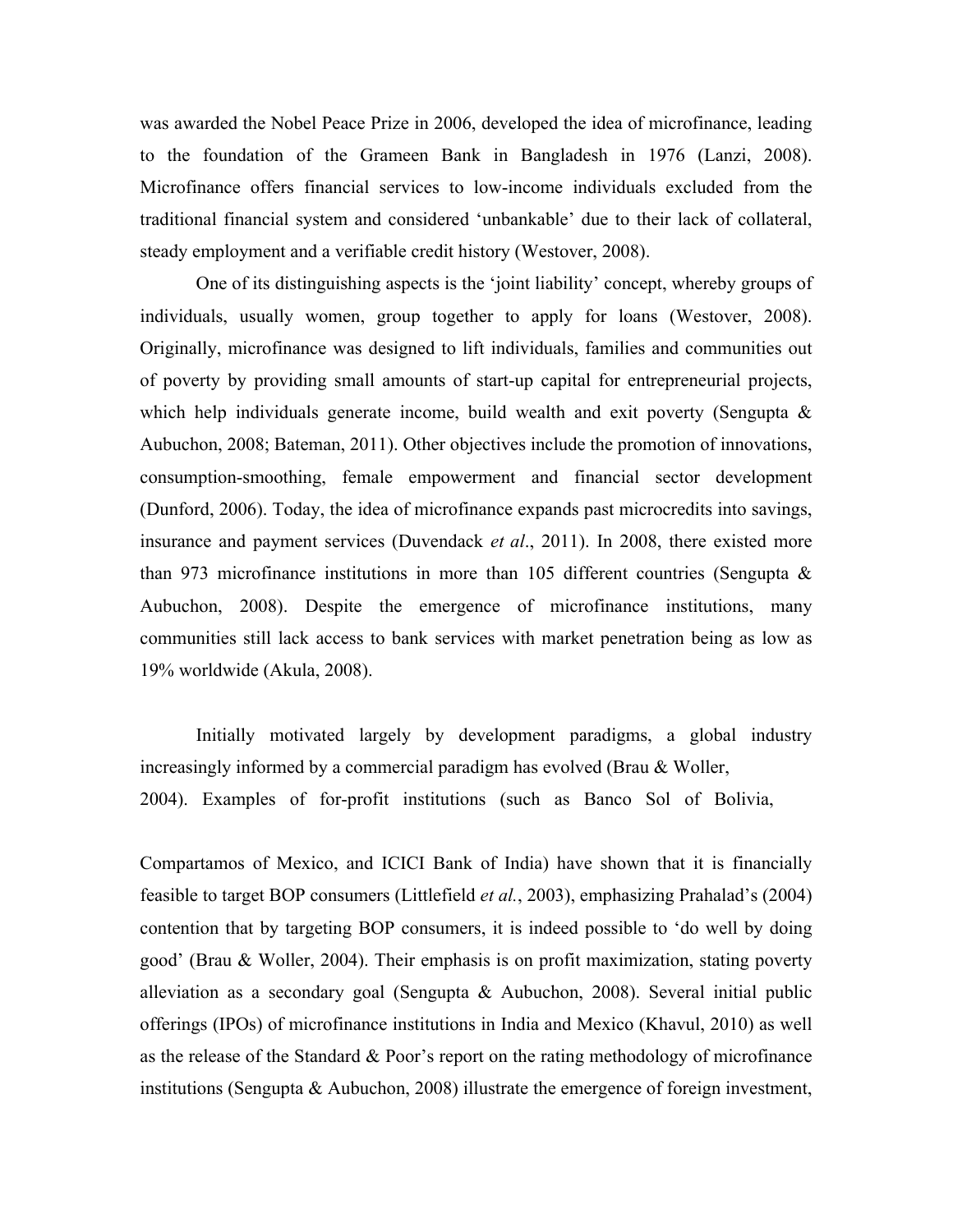was awarded the Nobel Peace Prize in 2006, developed the idea of microfinance, leading to the foundation of the Grameen Bank in Bangladesh in 1976 (Lanzi, 2008). Microfinance offers financial services to low-income individuals excluded from the traditional financial system and considered 'unbankable' due to their lack of collateral, steady employment and a verifiable credit history (Westover, 2008).

One of its distinguishing aspects is the 'joint liability' concept, whereby groups of individuals, usually women, group together to apply for loans (Westover, 2008). Originally, microfinance was designed to lift individuals, families and communities out of poverty by providing small amounts of start-up capital for entrepreneurial projects, which help individuals generate income, build wealth and exit poverty (Sengupta & Aubuchon, 2008; Bateman, 2011). Other objectives include the promotion of innovations, consumption-smoothing, female empowerment and financial sector development (Dunford, 2006). Today, the idea of microfinance expands past microcredits into savings, insurance and payment services (Duvendack *et al*., 2011). In 2008, there existed more than 973 microfinance institutions in more than 105 different countries (Sengupta & Aubuchon, 2008). Despite the emergence of microfinance institutions, many communities still lack access to bank services with market penetration being as low as 19% worldwide (Akula, 2008).

Initially motivated largely by development paradigms, a global industry increasingly informed by a commercial paradigm has evolved (Brau & Woller, 2004). Examples of for-profit institutions (such as Banco Sol of Bolivia, Compartamos of Mexico, and ICICI Bank of India) have shown that it is financially feasible to target BOP consumers (Littlefield *et al.*, 2003), emphasizing Prahalad's (2004) contention that by targeting BOP consumers, it is indeed possible to 'do well by doing good' (Brau & Woller, 2004). Their emphasis is on profit maximization, stating poverty alleviation as a secondary goal (Sengupta & Aubuchon, 2008). Several initial public offerings (IPOs) of microfinance institutions in India and Mexico (Khavul, 2010) as well as the release of the Standard & Poor's report on the rating methodology of microfinance institutions (Sengupta & Aubuchon, 2008) illustrate the emergence of foreign investment,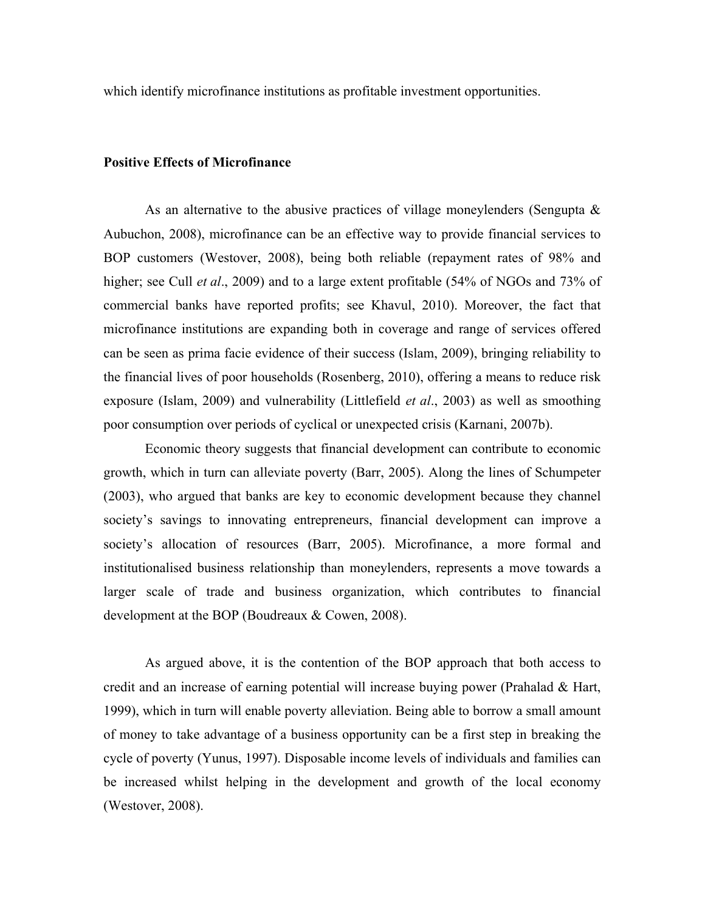which identify microfinance institutions as profitable investment opportunities.

## Positive Effects of Microfinance

As an alternative to the abusive practices of village moneylenders (Sengupta & Aubuchon, 2008), microfinance can be an effective way to provide financial services to BOP customers (Westover, 2008), being both reliable (repayment rates of 98% and higher; see Cull *et al*., 2009) and to a large extent profitable (54% of NGOs and 73% of commercial banks have reported profits; see Khavul, 2010). Moreover, the fact that microfinance institutions are expanding both in coverage and range of services offered can be seen as prima facie evidence of their success (Islam, 2009), bringing reliability to the financial lives of poor households (Rosenberg, 2010), offering a means to reduce risk exposure (Islam, 2009) and vulnerability (Littlefield *et al*., 2003) as well as smoothing poor consumption over periods of cyclical or unexpected crisis (Karnani, 2007b).

Economic theory suggests that financial development can contribute to economic growth, which in turn can alleviate poverty (Barr, 2005). Along the lines of Schumpeter (2003), who argued that banks are key to economic development because they channel society's savings to innovating entrepreneurs, financial development can improve a society's allocation of resources (Barr, 2005). Microfinance, a more formal and institutionalised business relationship than moneylenders, represents a move towards a larger scale of trade and business organization, which contributes to financial development at the BOP (Boudreaux & Cowen, 2008).

As argued above, it is the contention of the BOP approach that both access to credit and an increase of earning potential will increase buying power (Prahalad & Hart, 1999), which in turn will enable poverty alleviation. Being able to borrow a small amount of money to take advantage of a business opportunity can be a first step in breaking the cycle of poverty (Yunus, 1997). Disposable income levels of individuals and families can be increased whilst helping in the development and growth of the local economy (Westover, 2008).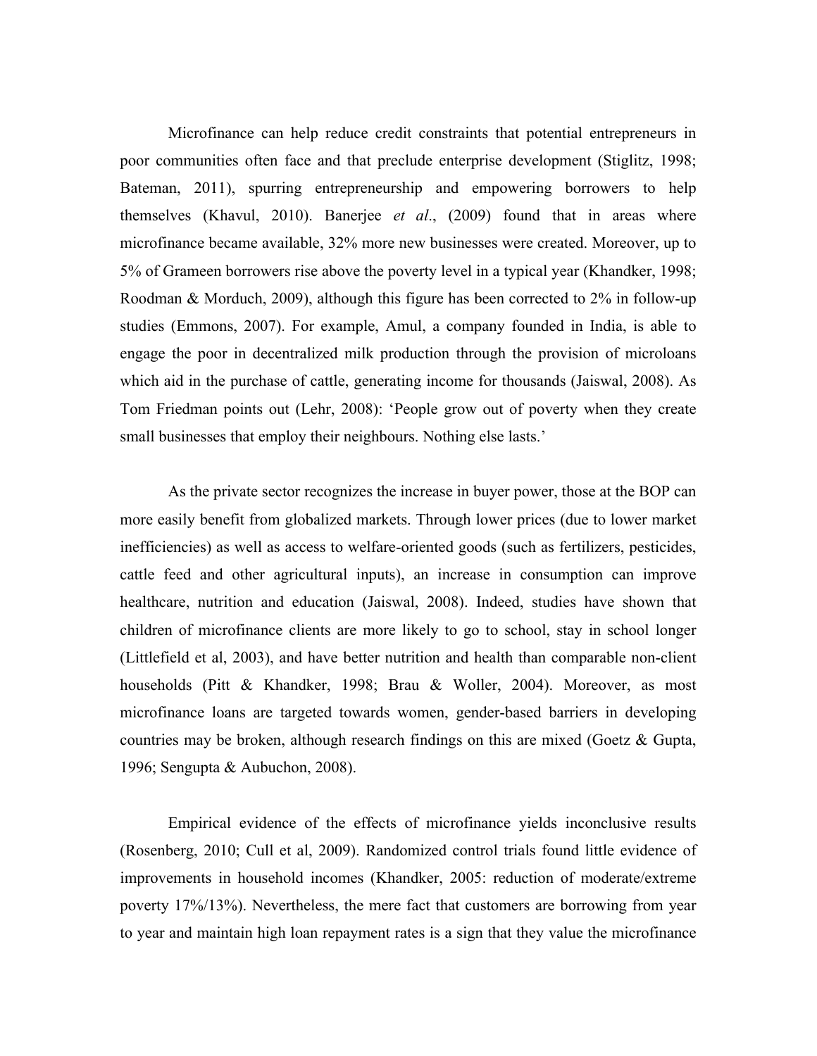Microfinance can help reduce credit constraints that potential entrepreneurs in poor communities often face and that preclude enterprise development (Stiglitz, 1998; Bateman, 2011), spurring entrepreneurship and empowering borrowers to help themselves (Khavul, 2010). Banerjee *et al*., (2009) found that in areas where microfinance became available, 32% more new businesses were created. Moreover, up to 5% of Grameen borrowers rise above the poverty level in a typical year (Khandker, 1998; Roodman & Morduch, 2009), although this figure has been corrected to 2% in follow-up studies (Emmons, 2007). For example, Amul, a company founded in India, is able to engage the poor in decentralized milk production through the provision of microloans which aid in the purchase of cattle, generating income for thousands (Jaiswal, 2008). As Tom Friedman points out (Lehr, 2008): 'People grow out of poverty when they create small businesses that employ their neighbours. Nothing else lasts.'

As the private sector recognizes the increase in buyer power, those at the BOP can more easily benefit from globalized markets. Through lower prices (due to lower market inefficiencies) as well as access to welfare-oriented goods (such as fertilizers, pesticides, cattle feed and other agricultural inputs), an increase in consumption can improve healthcare, nutrition and education (Jaiswal, 2008). Indeed, studies have shown that children of microfinance clients are more likely to go to school, stay in school longer (Littlefield et al, 2003), and have better nutrition and health than comparable non-client households (Pitt & Khandker, 1998; Brau & Woller, 2004). Moreover, as most microfinance loans are targeted towards women, gender-based barriers in developing countries may be broken, although research findings on this are mixed (Goetz & Gupta, 1996; Sengupta & Aubuchon, 2008).

Empirical evidence of the effects of microfinance yields inconclusive results (Rosenberg, 2010; Cull et al, 2009). Randomized control trials found little evidence of improvements in household incomes (Khandker, 2005: reduction of moderate/extreme poverty 17%/13%). Nevertheless, the mere fact that customers are borrowing from year to year and maintain high loan repayment rates is a sign that they value the microfinance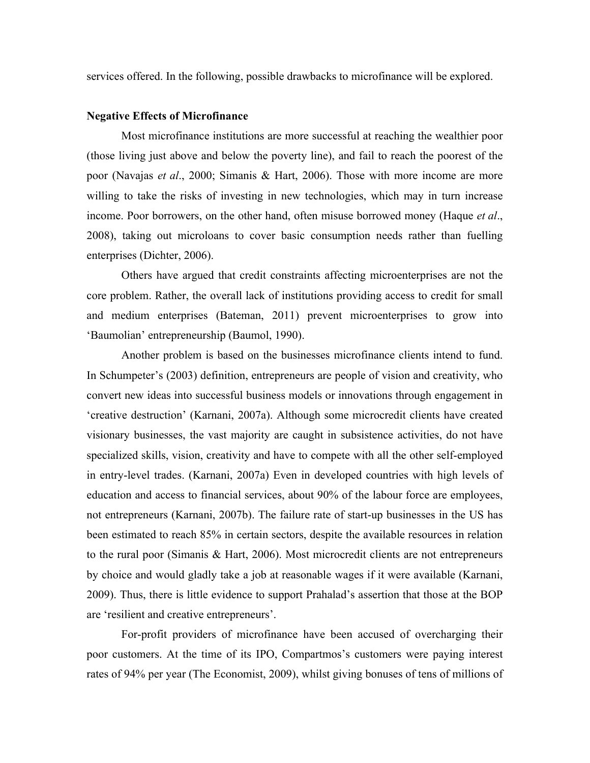services offered. In the following, possible drawbacks to microfinance will be explored.

**Negative Effects of Microfinance**

Most microfinance institutions are more successful at reaching the wealthier poor (those living just above and below the poverty line), and fail to reach the poorest of the poor (Navajas *et al*., 2000; Simanis & Hart, 2006). Those with more income are more willing to take the risks of investing in new technologies, which may in turn increase income. Poor borrowers, on the other hand, often misuse borrowed money (Haque *et al*., 2008), taking out microloans to cover basic consumption needs rather than fuelling enterprises (Dichter, 2006).

Others have argued that credit constraints affecting microenterprises are not the core problem. Rather, the overall lack of institutions providing access to credit for small and medium enterprises (Bateman, 2011) prevent microenterprises to grow into 'Baumolian' entrepreneurship (Baumol, 1990).

Another problem is based on the businesses microfinance clients intend to fund. In Schumpeter's (2003) definition, entrepreneurs are people of vision and creativity, who convert new ideas into successful business models or innovations through engagement in 'creative destruction' (Karnani, 2007a). Although some microcredit clients have created visionary businesses, the vast majority are caught in subsistence activities, do not have specialized skills, vision, creativity and have to compete with all the other self-employed in entry-level trades. (Karnani, 2007a) Even in developed countries with high levels of education and access to financial services, about 90% of the labour force are employees, not entrepreneurs (Karnani, 2007b). The failure rate of start-up businesses in the US has been estimated to reach 85% in certain sectors, despite the available resources in relation to the rural poor (Simanis & Hart, 2006). Most microcredit clients are not entrepreneurs by choice and would gladly take a job at reasonable wages if it were available (Karnani, 2009). Thus, there is little evidence to support Prahalad's assertion that those at the BOP are 'resilient and creative entrepreneurs'.

For-profit providers of microfinance have been accused of overcharging their poor customers. At the time of its IPO, Compartmos's customers were paying interest rates of 94% per year (The Economist, 2009), whilst giving bonuses of tens of millions of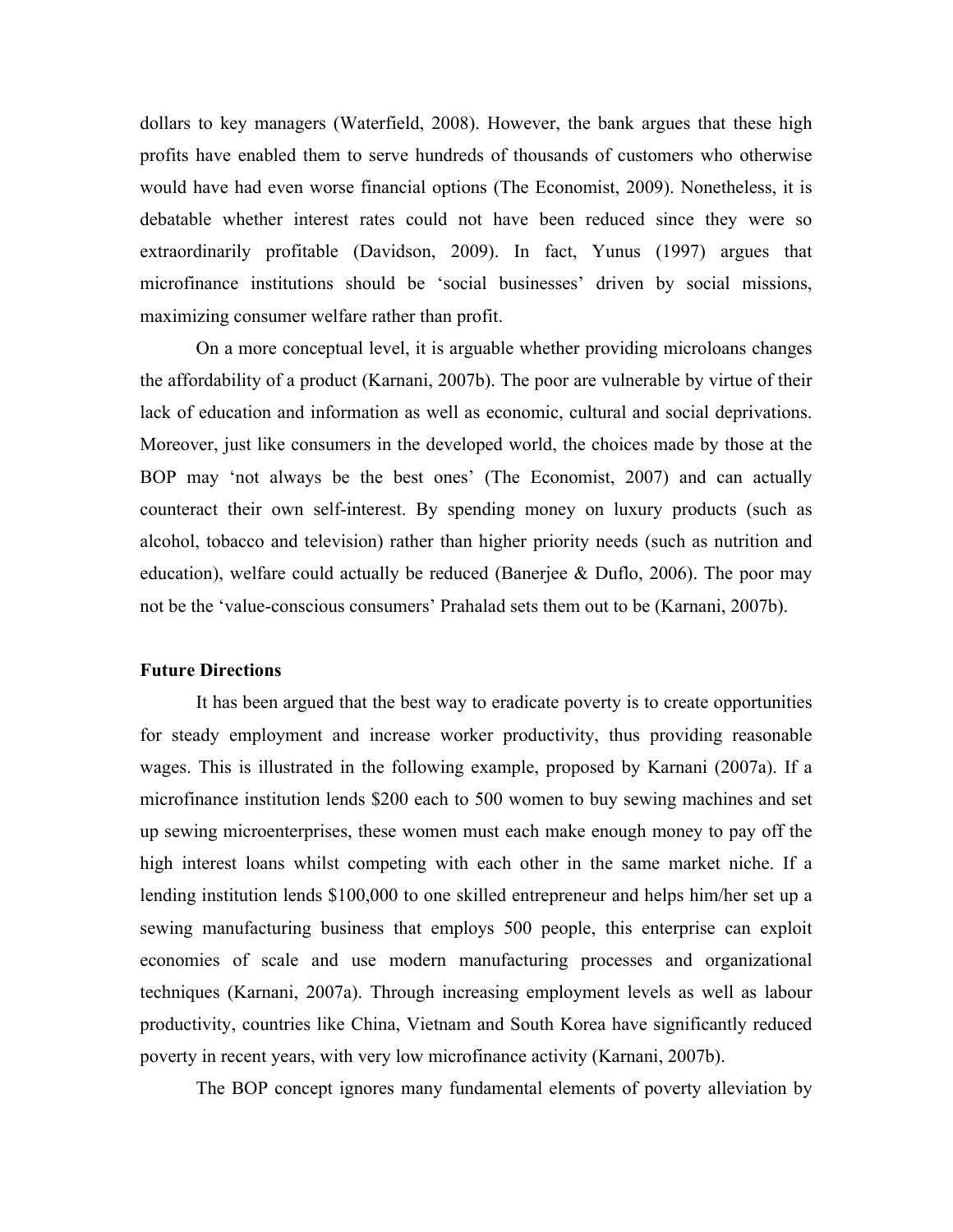dollars to key managers (Waterfield, 2008). However, the bank argues that these high profits have enabled them to serve hundreds of thousands of customers who otherwise would have had even worse financial options (The Economist, 2009). Nonetheless, it is debatable whether interest rates could not have been reduced since they were so extraordinarily profitable (Davidson, 2009). In fact, Yunus (1997) argues that microfinance institutions should be 'social businesses' driven by social missions, maximizing consumer welfare rather than profit.

On a more conceptual level, it is arguable whether providing microloans changes the affordability of a product (Karnani, 2007b). The poor are vulnerable by virtue of their lack of education and information as well as economic, cultural and social deprivations. Moreover, just like consumers in the developed world, the choices made by those at the BOP may 'not always be the best ones' (The Economist, 2007) and can actually counteract their own self-interest. By spending money on luxury products (such as alcohol, tobacco and television) rather than higher priority needs (such as nutrition and education), welfare could actually be reduced (Banerjee & Duflo, 2006). The poor may not be the 'value-conscious consumers' Prahalad sets them out to be (Karnani, 2007b).

**Future Directions**

It has been argued that the best way to eradicate poverty is to create opportunities for steady employment and increase worker productivity, thus providing reasonable wages. This is illustrated in the following example, proposed by Karnani (2007a). If a microfinance institution lends $200 each to 500 women to buy sewing machines and set up sewing microenterprises, these women must each make enough money to pay off the high interest loans whilst competing with each other in the same market niche. If a lending institution lends $100,000 to one skilled entrepreneur and helps him/her set up a sewing manufacturing business that employs 500 people, this enterprise can exploit economies of scale and use modern manufacturing processes and organizational techniques (Karnani, 2007a). Through increasing employment levels as well as labour productivity, countries like China, Vietnam and South Korea have significantly reduced poverty in recent years, with very low microfinance activity (Karnani, 2007b).

The BOP concept ignores many fundamental elements of poverty alleviation by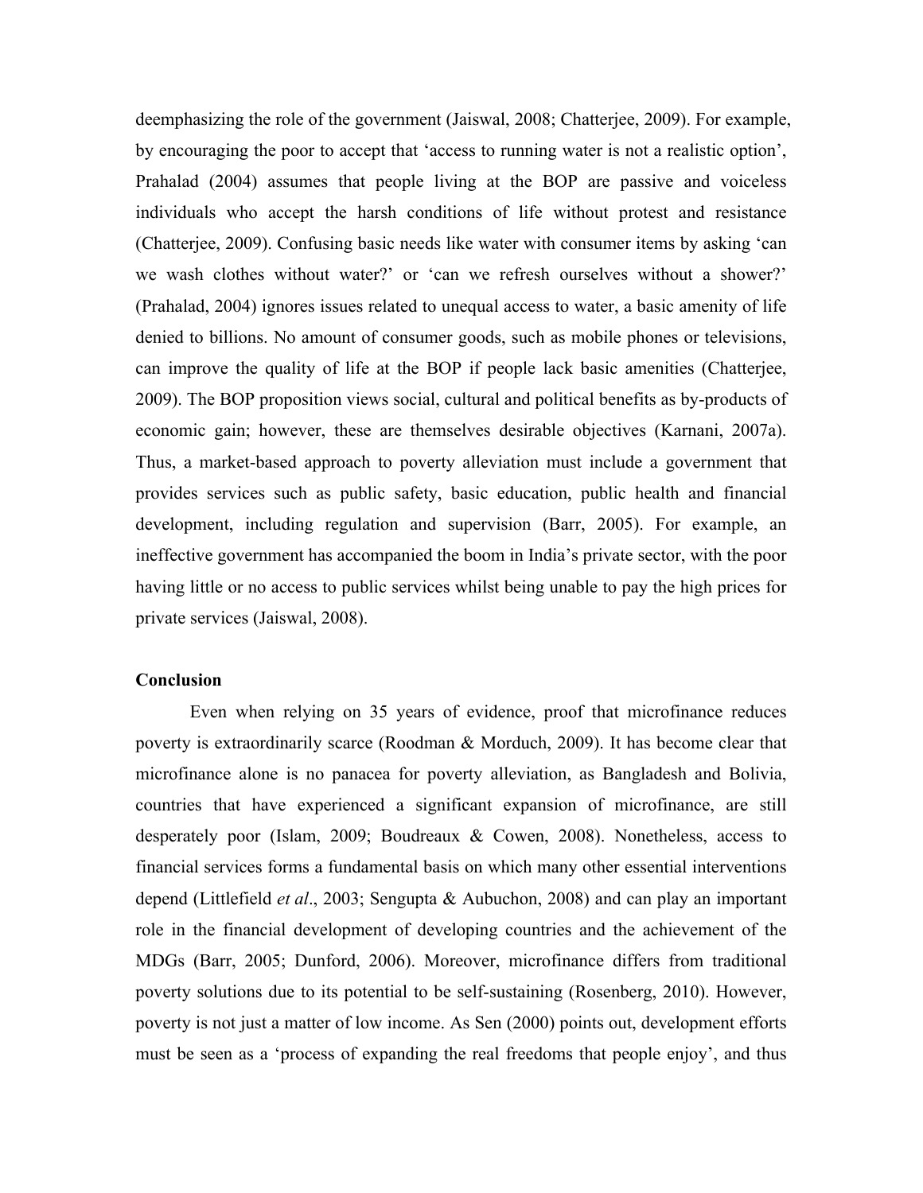deemphasizing the role of the government (Jaiswal, 2008; Chatterjee, 2009). For example, by encouraging the poor to accept that 'access to running water is not a realistic option', Prahalad (2004) assumes that people living at the BOP are passive and voiceless individuals who accept the harsh conditions of life without protest and resistance (Chatterjee, 2009). Confusing basic needs like water with consumer items by asking 'can we wash clothes without water?' or 'can we refresh ourselves without a shower?' (Prahalad, 2004) ignores issues related to unequal access to water, a basic amenity of life denied to billions. No amount of consumer goods, such as mobile phones or televisions, can improve the quality of life at the BOP if people lack basic amenities (Chatterjee, 2009). The BOP proposition views social, cultural and political benefits as by-products of economic gain; however, these are themselves desirable objectives (Karnani, 2007a). Thus, a market-based approach to poverty alleviation must include a government that provides services such as public safety, basic education, public health and financial development, including regulation and supervision (Barr, 2005). For example, an ineffective government has accompanied the boom in India's private sector, with the poor having little or no access to public services whilst being unable to pay the high prices for private services (Jaiswal, 2008).

**Conclusion**

Even when relying on 35 years of evidence, proof that microfinance reduces poverty is extraordinarily scarce (Roodman & Morduch, 2009). It has become clear that microfinance alone is no panacea for poverty alleviation, as Bangladesh and Bolivia, countries that have experienced a significant expansion of microfinance, are still desperately poor (Islam, 2009; Boudreaux & Cowen, 2008). Nonetheless, access to financial services forms a fundamental basis on which many other essential interventions depend (Littlefield *et al*., 2003; Sengupta & Aubuchon, 2008) and can play an important role in the financial development of developing countries and the achievement of the MDGs (Barr, 2005; Dunford, 2006). Moreover, microfinance differs from traditional poverty solutions due to its potential to be self-sustaining (Rosenberg, 2010). However, poverty is not just a matter of low income. As Sen (2000) points out, development efforts must be seen as a 'process of expanding the real freedoms that people enjoy', and thus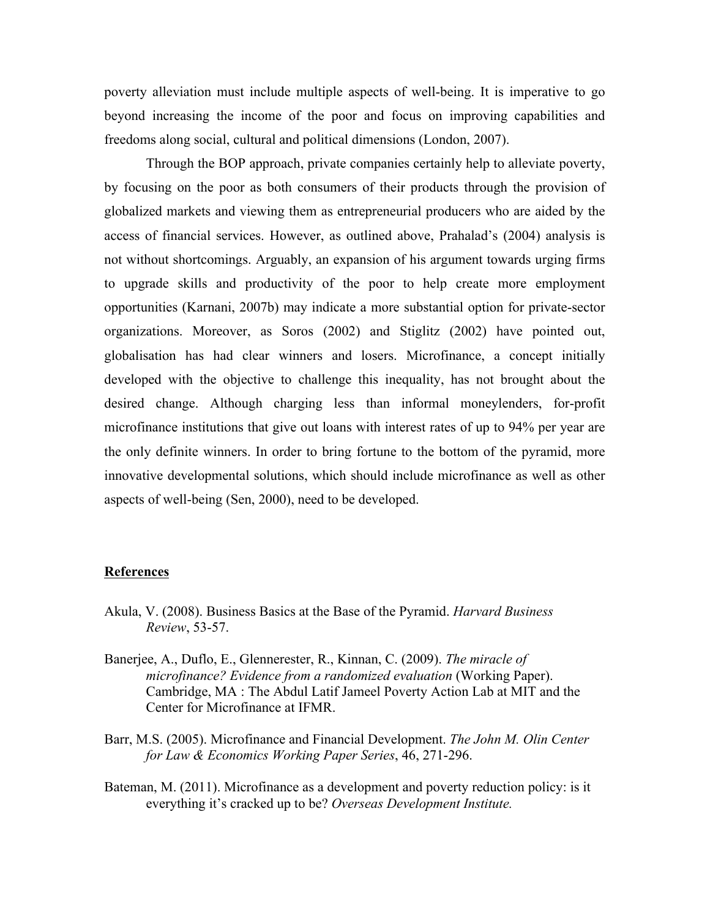poverty alleviation must include multiple aspects of well-being. It is imperative to go beyond increasing the income of the poor and focus on improving capabilities and freedoms along social, cultural and political dimensions (London, 2007).

Through the BOP approach, private companies certainly help to alleviate poverty, by focusing on the poor as both consumers of their products through the provision of globalized markets and viewing them as entrepreneurial producers who are aided by the access of financial services. However, as outlined above, Prahalad's (2004) analysis is not without shortcomings. Arguably, an expansion of his argument towards urging firms to upgrade skills and productivity of the poor to help create more employment opportunities (Karnani, 2007b) may indicate a more substantial option for private-sector organizations. Moreover, as Soros (2002) and Stiglitz (2002) have pointed out, globalisation has had clear winners and losers. Microfinance, a concept initially developed with the objective to challenge this inequality, has not brought about the desired change. Although charging less than informal moneylenders, for-profit microfinance institutions that give out loans with interest rates of up to 94% per year are the only definite winners. In order to bring fortune to the bottom of the pyramid, more innovative developmental solutions, which should include microfinance as well as other aspects of well-being (Sen, 2000), need to be developed.

## References

Akula, V. (2008). Business Basics at the Base of the Pyramid. *Harvard Business Review*, 53-57.

Banerjee, A., Duflo, E., Glennerester, R., Kinnan, C. (2009). *The miracle of microfinance? Evidence from a randomized evaluation* (Working Paper). Cambridge, MA : The Abdul Latif Jameel Poverty Action Lab at MIT and the Center for Microfinance at IFMR.

Barr, M.S. (2005). Microfinance and Financial Development. *The John M. Olin Center for Law & Economics Working Paper Series*, 46, 271-296.

Bateman, M. (2011). Microfinance as a development and poverty reduction policy: is it everything it's cracked up to be? *Overseas Development Institute.*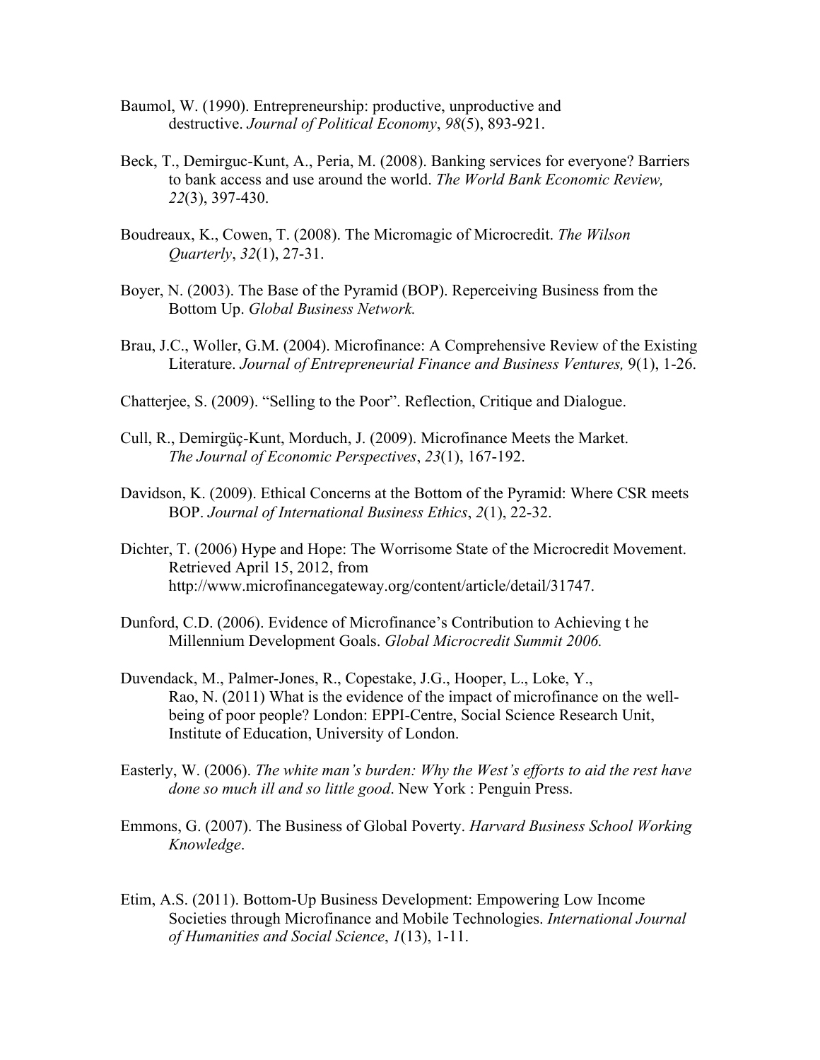Baumol, W. (1990). Entrepreneurship: productive, unproductive and destructive. *Journal of Political Economy*, *98*(5), 893-921.

Beck, T., Demirguc-Kunt, A., Peria, M. (2008). Banking services for everyone? Barriers to bank access and use around the world. *The World Bank Economic Review, 22*(3), 397-430.

Boudreaux, K., Cowen, T. (2008). The Micromagic of Microcredit. *The Wilson Quarterly*, *32*(1), 27-31.

Boyer, N. (2003). The Base of the Pyramid (BOP). Reperceiving Business from the Bottom Up. *Global Business Network.*

Brau, J.C., Woller, G.M. (2004). Microfinance: A Comprehensive Review of the Existing Literature. *Journal of Entrepreneurial Finance and Business Ventures,* 9(1), 1-26.

Chatterjee, S. (2009). "Selling to the Poor". Reflection, Critique and Dialogue.

Cull, R., Demirgüç-Kunt, Morduch, J. (2009). Microfinance Meets the Market. *The Journal of Economic Perspectives*, *23*(1), 167-192.

Davidson, K. (2009). Ethical Concerns at the Bottom of the Pyramid: Where CSR meets BOP. *Journal of International Business Ethics*, *2*(1), 22-32.

Dichter, T. (2006) Hype and Hope: The Worrisome State of the Microcredit Movement. Retrieved April 15, 2012, from http://www.microfinancegateway.org/content/article/detail/31747.

Dunford, C.D. (2006). Evidence of Microfinance's Contribution to Achieving t he Millennium Development Goals. *Global Microcredit Summit 2006.*

Duvendack, M., Palmer-Jones, R., Copestake, J.G., Hooper, L., Loke, Y., Rao, N. (2011) What is the evidence of the impact of microfinance on the well-being of poor people? London: EPPI-Centre, Social Science Research Unit, Institute of Education, University of London.

Easterly, W. (2006). *The white man's burden: Why the West's efforts to aid the rest have done so much ill and so little good*. New York : Penguin Press.

Emmons, G. (2007). The Business of Global Poverty. *Harvard Business School Working Knowledge*.

Etim, A.S. (2011). Bottom-Up Business Development: Empowering Low Income Societies through Microfinance and Mobile Technologies. *International Journal of Humanities and Social Science*, *1*(13), 1-11.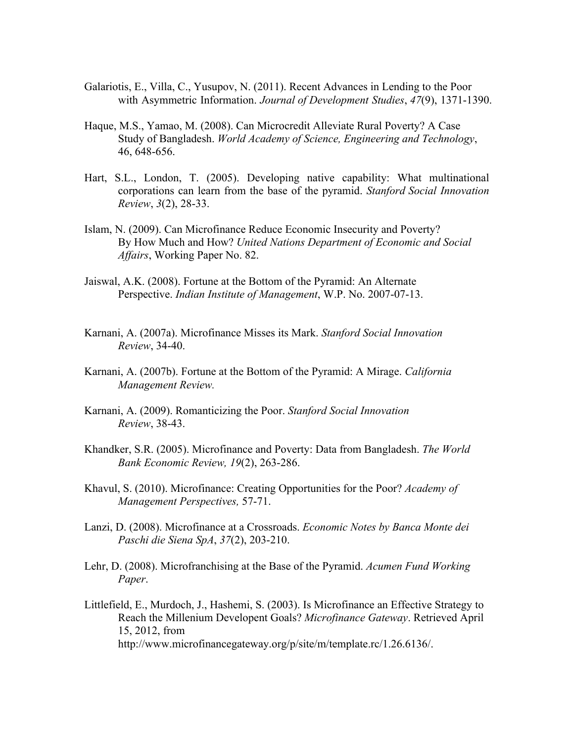Galariotis, E., Villa, C., Yusupov, N. (2011). Recent Advances in Lending to the Poor with Asymmetric Information. *Journal of Development Studies*, *47*(9), 1371-1390.

Haque, M.S., Yamao, M. (2008). Can Microcredit Alleviate Rural Poverty? A Case Study of Bangladesh. *World Academy of Science, Engineering and Technology*, 46, 648-656.

Hart, S.L., London, T. (2005). Developing native capability: What multinational corporations can learn from the base of the pyramid. *Stanford Social Innovation Review*, *3*(2), 28-33.

Islam, N. (2009). Can Microfinance Reduce Economic Insecurity and Poverty? By How Much and How? *United Nations Department of Economic and Social Affairs*, Working Paper No. 82.

Jaiswal, A.K. (2008). Fortune at the Bottom of the Pyramid: An Alternate Perspective. *Indian Institute of Management*, W.P. No. 2007-07-13.

Karnani, A. (2007a). Microfinance Misses its Mark. *Stanford Social Innovation Review*, 34-40.

Karnani, A. (2007b). Fortune at the Bottom of the Pyramid: A Mirage. *California Management Review.*

Karnani, A. (2009). Romanticizing the Poor. *Stanford Social Innovation Review*, 38-43.

Khandker, S.R. (2005). Microfinance and Poverty: Data from Bangladesh. *The World Bank Economic Review, 19*(2), 263-286.

Khavul, S. (2010). Microfinance: Creating Opportunities for the Poor? *Academy of Management Perspectives,* 57-71.

Lanzi, D. (2008). Microfinance at a Crossroads. *Economic Notes by Banca Monte dei Paschi die Siena SpA*, *37*(2), 203-210.

Lehr, D. (2008). Microfranchising at the Base of the Pyramid. *Acumen Fund Working Paper*.

Littlefield, E., Murdoch, J., Hashemi, S. (2003). Is Microfinance an Effective Strategy to Reach the Millenium Developent Goals? *Microfinance Gateway*. Retrieved April 15, 2012, from http://www.microfinancegateway.org/p/site/m/template.rc/1.26.6136/.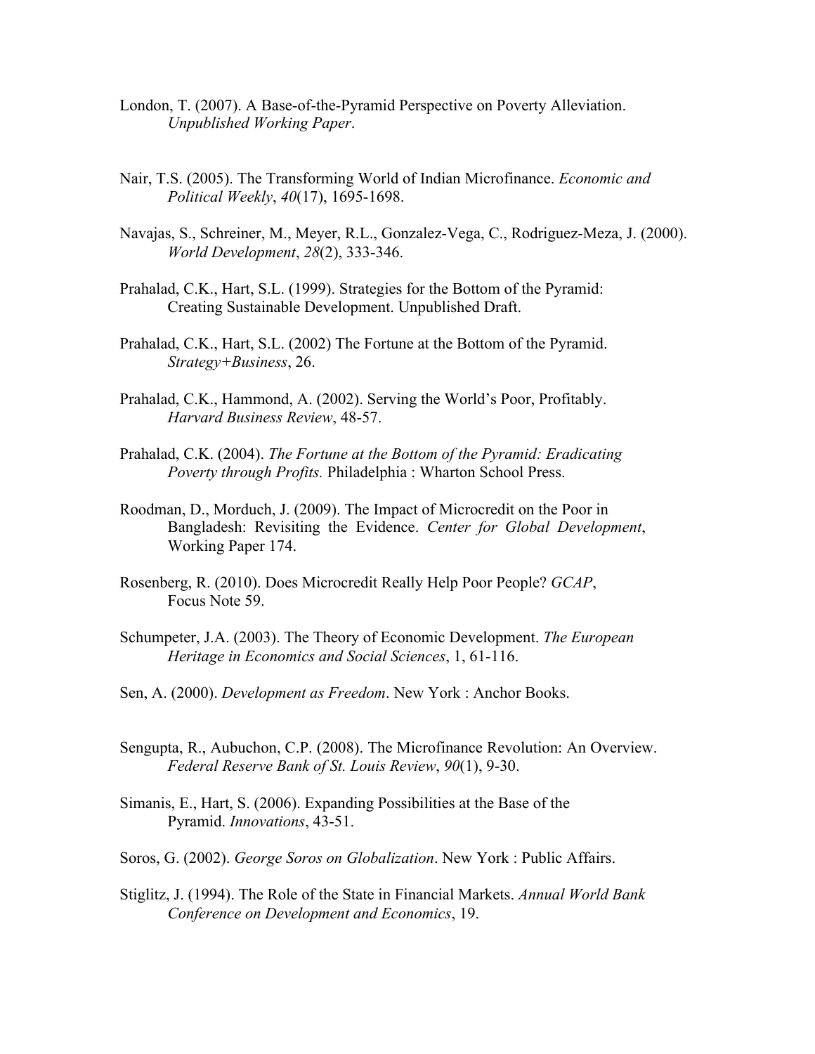London, T. (2007). A Base-of-the-Pyramid Perspective on Poverty Alleviation. *Unpublished Working Paper*.

Nair, T.S. (2005). The Transforming World of Indian Microfinance. *Economic and Political Weekly*, *40*(17), 1695-1698.

Navajas, S., Schreiner, M., Meyer, R.L., Gonzalez-Vega, C., Rodriguez-Meza, J. (2000). *World Development*, *28*(2), 333-346.

Prahalad, C.K., Hart, S.L. (1999). Strategies for the Bottom of the Pyramid: Creating Sustainable Development. Unpublished Draft.

Prahalad, C.K., Hart, S.L. (2002) The Fortune at the Bottom of the Pyramid. *Strategy+Business*, 26.

Prahalad, C.K., Hammond, A. (2002). Serving the World's Poor, Profitably. *Harvard Business Review*, 48-57.

Prahalad, C.K. (2004). *The Fortune at the Bottom of the Pyramid: Eradicating Poverty through Profits.* Philadelphia : Wharton School Press.

Roodman, D., Morduch, J. (2009). The Impact of Microcredit on the Poor in Bangladesh: Revisiting the Evidence. *Center for Global Development*, Working Paper 174.

Rosenberg, R. (2010). Does Microcredit Really Help Poor People? *GCAP*, Focus Note 59.

Schumpeter, J.A. (2003). The Theory of Economic Development. *The European Heritage in Economics and Social Sciences*, 1, 61-116.

Sen, A. (2000). *Development as Freedom*. New York : Anchor Books.

Sengupta, R., Aubuchon, C.P. (2008). The Microfinance Revolution: An Overview. *Federal Reserve Bank of St. Louis Review*, *90*(1), 9-30.

Simanis, E., Hart, S. (2006). Expanding Possibilities at the Base of the Pyramid. *Innovations*, 43-51.

Soros, G. (2002). *George Soros on Globalization*. New York : Public Affairs.

Stiglitz, J. (1994). The Role of the State in Financial Markets. *Annual World Bank Conference on Development and Economics*, 19.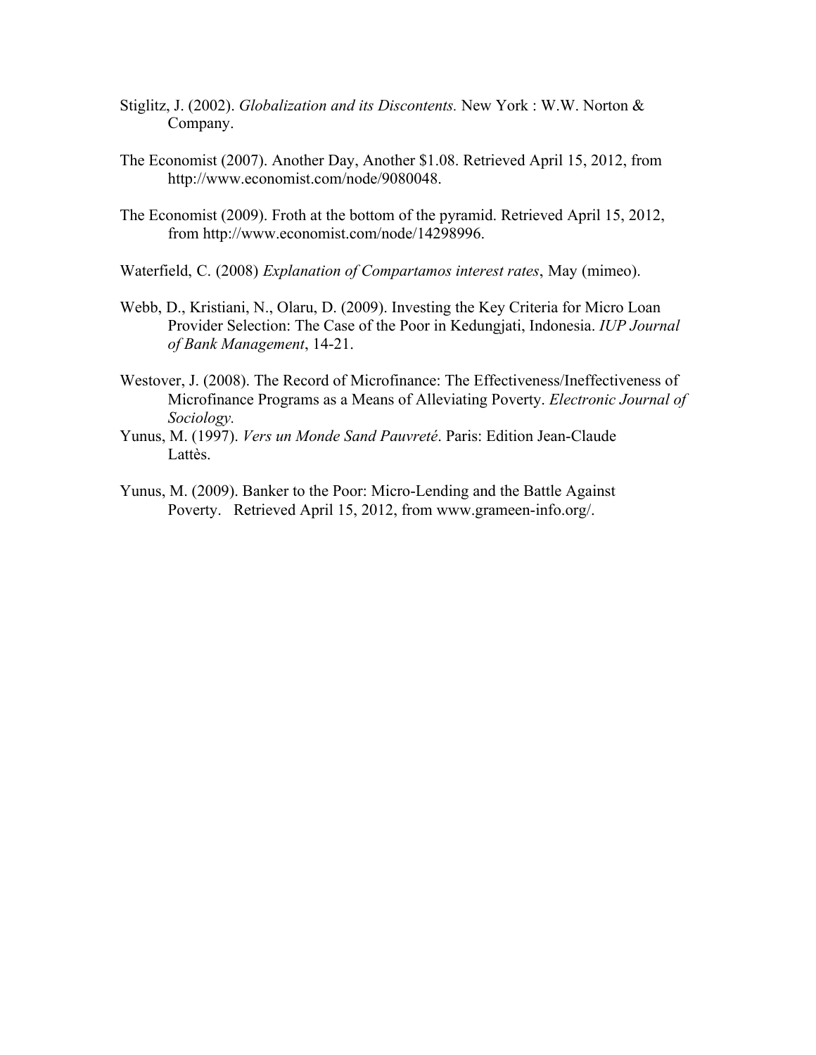Stiglitz, J. (2002). *Globalization and its Discontents.* New York : W.W. Norton & Company.

The Economist (2007). Another Day, Another $1.08. Retrieved April 15, 2012, from http://www.economist.com/node/9080048.

The Economist (2009). Froth at the bottom of the pyramid. Retrieved April 15, 2012, from http://www.economist.com/node/14298996.

Waterfield, C. (2008) *Explanation of Compartamos interest rates*, May (mimeo).

Webb, D., Kristiani, N., Olaru, D. (2009). Investing the Key Criteria for Micro Loan Provider Selection: The Case of the Poor in Kedungjati, Indonesia. *IUP Journal of Bank Management*, 14-21.

Westover, J. (2008). The Record of Microfinance: The Effectiveness/Ineffectiveness of Microfinance Programs as a Means of Alleviating Poverty. *Electronic Journal of Sociology.*

Yunus, M. (1997). *Vers un Monde Sand Pauvreté*. Paris: Edition Jean-Claude Lattès.

Yunus, M. (2009). Banker to the Poor: Micro-Lending and the Battle Against Poverty. Retrieved April 15, 2012, from www.grameen-info.org/.